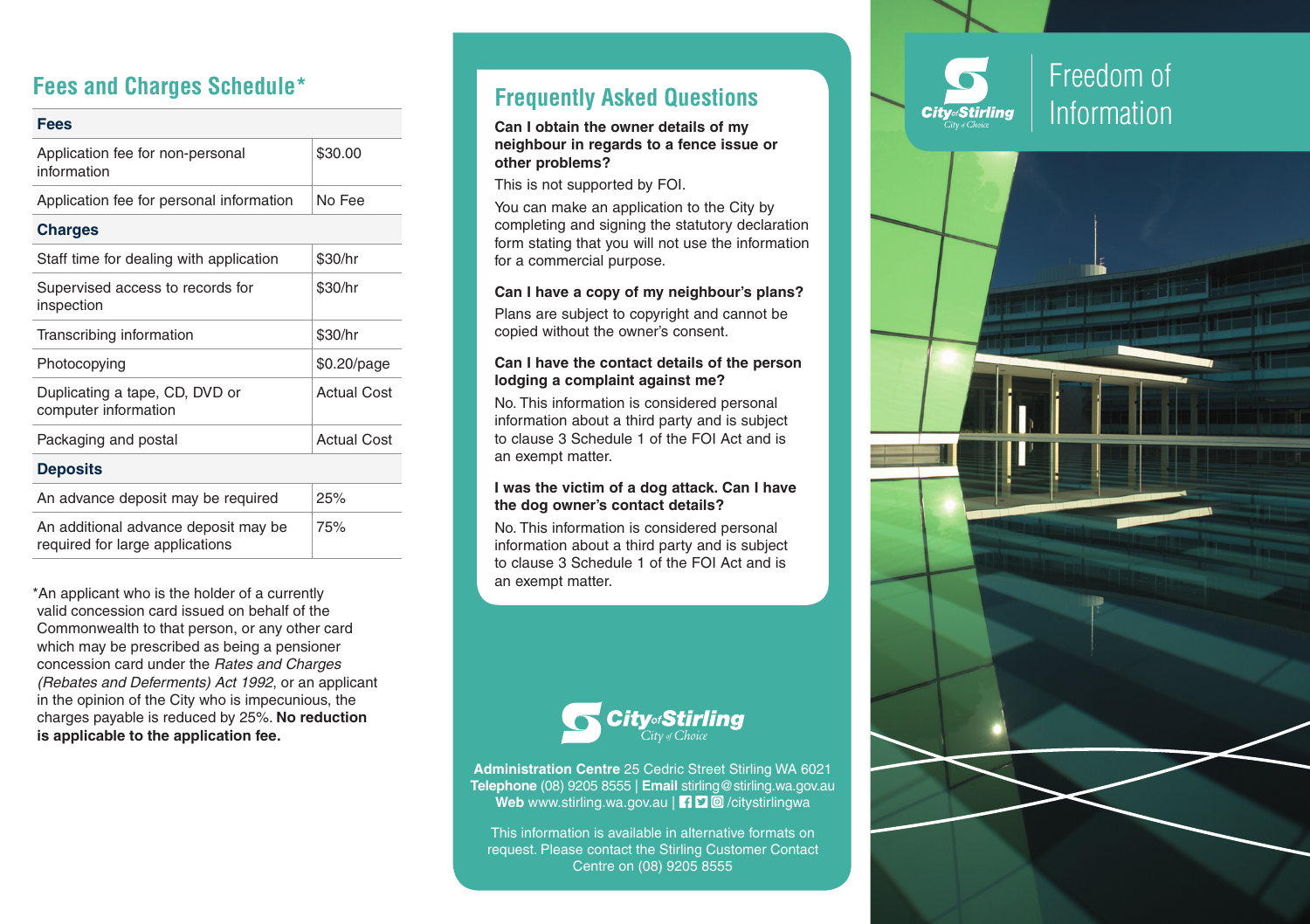## Fees and Charges Schedule*

| Fees | |
|---|---|
| Application fee for non-personal information | $30.00 |
| Application fee for personal information | No Fee |
| **Charges** | |
| Staff time for dealing with application | $30/hr |
| Supervised access to records for inspection | $30/hr |
| Transcribing information | $30/hr |
| Photocopying | $0.20/page |
| Duplicating a tape, CD, DVD or computer information | Actual Cost |
| Packaging and postal | Actual Cost |
| **Deposits** | |
| An advance deposit may be required | 25% |
| An additional advance deposit may be required for large applications | 75% |

*An applicant who is the holder of a currently valid concession card issued on behalf of the Commonwealth to that person, or any other card which may be prescribed as being a pensioner concession card under the *Rates and Charges (Rebates and Deferments) Act 1992*, or an applicant in the opinion of the City who is impecunious, the charges payable is reduced by 25%. **No reduction is applicable to the application fee.**

## Frequently Asked Questions

**Can I obtain the owner details of my neighbour in regards to a fence issue or other problems?**

This is not supported by FOI.

You can make an application to the City by completing and signing the statutory declaration form stating that you will not use the information for a commercial purpose.

**Can I have a copy of my neighbour's plans?**

Plans are subject to copyright and cannot be copied without the owner's consent.

**Can I have the contact details of the person lodging a complaint against me?**

No. This information is considered personal information about a third party and is subject to clause 3 Schedule 1 of the FOI Act and is an exempt matter.

**I was the victim of a dog attack. Can I have the dog owner's contact details?**

No. This information is considered personal information about a third party and is subject to clause 3 Schedule 1 of the FOI Act and is an exempt matter.

City of Stirling
City of Choice

**Administration Centre** 25 Cedric Street Stirling WA 6021
**Telephone** (08) 9205 8555 | **Email** stirling@stirling.wa.gov.au
**Web** www.stirling.wa.gov.au | /citystirlingwa

This information is available in alternative formats on request. Please contact the Stirling Customer Contact Centre on (08) 9205 8555

City of Stirling
City of Choice

# Freedom of Information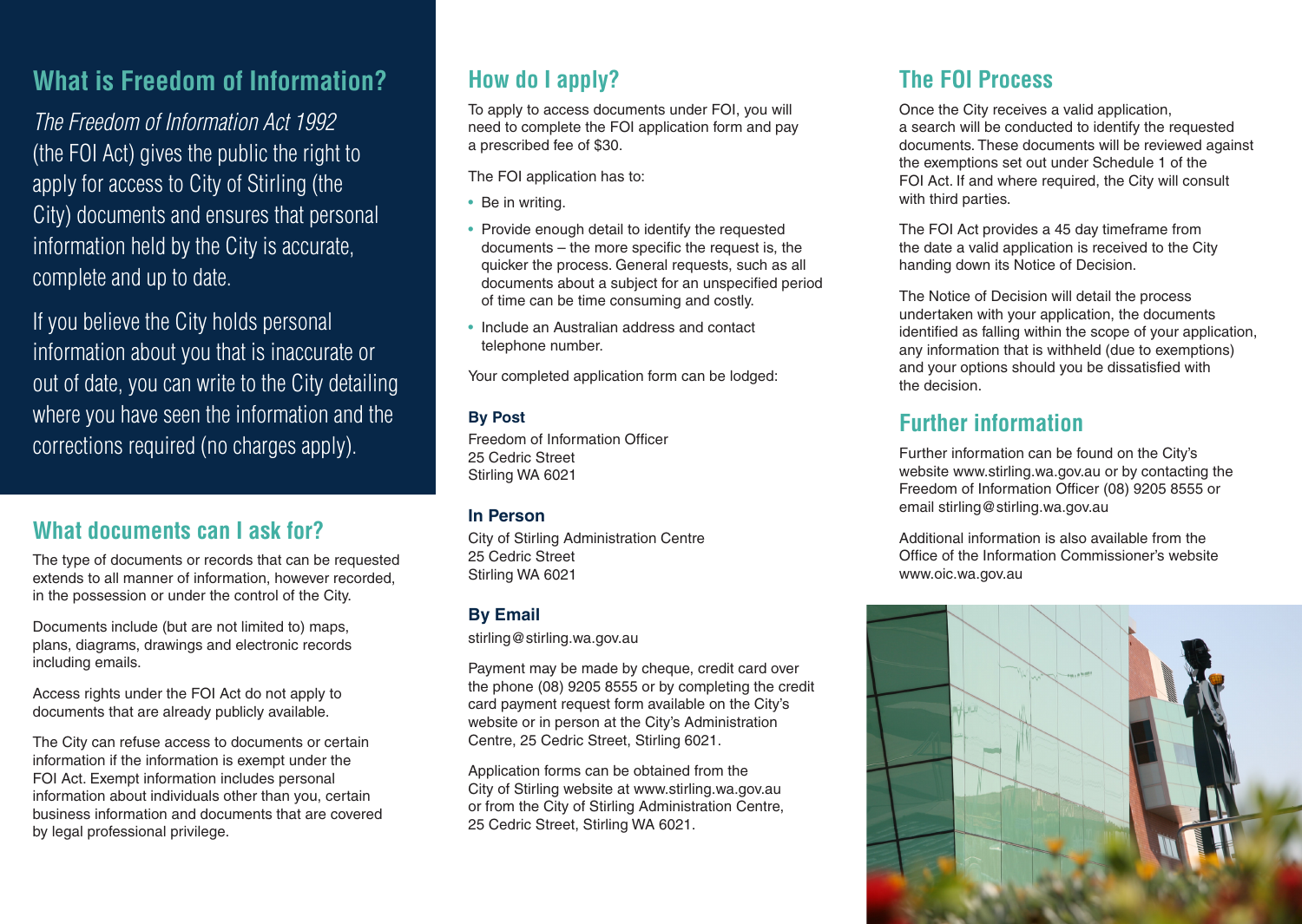## What is Freedom of Information?

*The Freedom of Information Act 1992* (the FOI Act) gives the public the right to apply for access to City of Stirling (the City) documents and ensures that personal information held by the City is accurate, complete and up to date.

If you believe the City holds personal information about you that is inaccurate or out of date, you can write to the City detailing where you have seen the information and the corrections required (no charges apply).

## What documents can I ask for?

The type of documents or records that can be requested extends to all manner of information, however recorded, in the possession or under the control of the City.

Documents include (but are not limited to) maps, plans, diagrams, drawings and electronic records including emails.

Access rights under the FOI Act do not apply to documents that are already publicly available.

The City can refuse access to documents or certain information if the information is exempt under the FOI Act. Exempt information includes personal information about individuals other than you, certain business information and documents that are covered by legal professional privilege.

## How do I apply?

To apply to access documents under FOI, you will need to complete the FOI application form and pay a prescribed fee of $30.

The FOI application has to:

- Be in writing.
- Provide enough detail to identify the requested documents – the more specific the request is, the quicker the process. General requests, such as all documents about a subject for an unspecified period of time can be time consuming and costly.
- Include an Australian address and contact telephone number.

Your completed application form can be lodged:

**By Post**
Freedom of Information Officer
25 Cedric Street
Stirling WA 6021

**In Person**
City of Stirling Administration Centre
25 Cedric Street
Stirling WA 6021

**By Email**
stirling@stirling.wa.gov.au

Payment may be made by cheque, credit card over the phone (08) 9205 8555 or by completing the credit card payment request form available on the City's website or in person at the City's Administration Centre, 25 Cedric Street, Stirling 6021.

Application forms can be obtained from the City of Stirling website at www.stirling.wa.gov.au or from the City of Stirling Administration Centre, 25 Cedric Street, Stirling WA 6021.

## The FOI Process

Once the City receives a valid application, a search will be conducted to identify the requested documents. These documents will be reviewed against the exemptions set out under Schedule 1 of the FOI Act. If and where required, the City will consult with third parties.

The FOI Act provides a 45 day timeframe from the date a valid application is received to the City handing down its Notice of Decision.

The Notice of Decision will detail the process undertaken with your application, the documents identified as falling within the scope of your application, any information that is withheld (due to exemptions) and your options should you be dissatisfied with the decision.

## Further information

Further information can be found on the City's website www.stirling.wa.gov.au or by contacting the Freedom of Information Officer (08) 9205 8555 or email stirling@stirling.wa.gov.au

Additional information is also available from the Office of the Information Commissioner's website www.oic.wa.gov.au